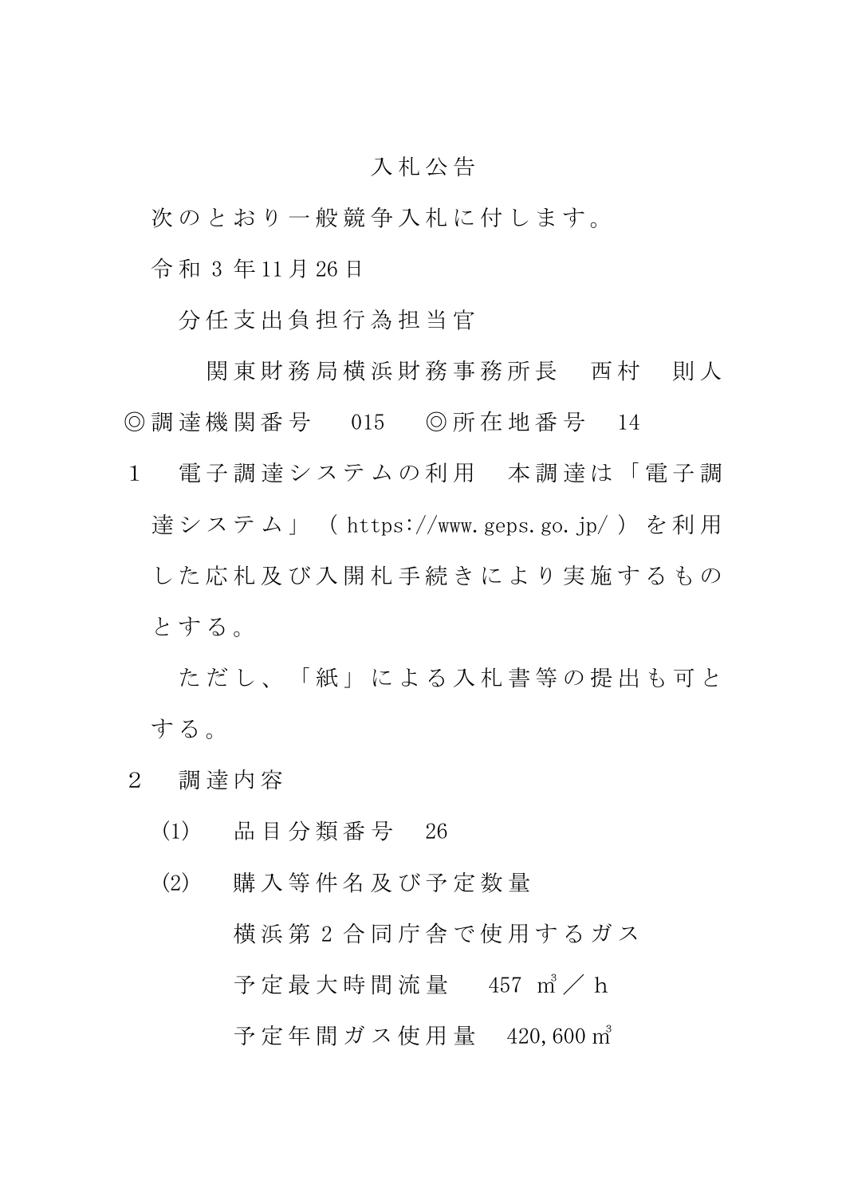# 入札公告

次のとおり一般競争入札に付します。

令和３年11月26日

分任支出負担行為担当官

関東財務局横浜財務事務所長　西村　則人

◎調達機関番号　015　◎所在地番号　14

1　電子調達システムの利用　本調達は「電子調達システム」（https://www.geps.go.jp/）を利用した応札及び入開札手続きにより実施するものとする。

ただし、「紙」による入札書等の提出も可とする。

2　調達内容

(1)　品目分類番号　26

(2)　購入等件名及び予定数量

横浜第２合同庁舎で使用するガス

予定最大時間流量　457 ㎥／h

予定年間ガス使用量　420,600 ㎥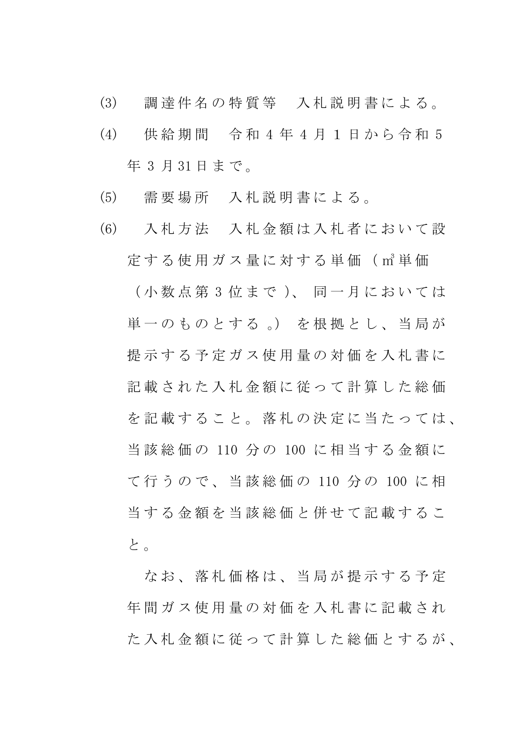(3)　調達件名の特質等　入札説明書による。

(4)　供給期間　令和4年4月1日から令和5年3月31日まで。

(5)　需要場所　入札説明書による。

(6)　入札方法　入札金額は入札者において設定する使用ガス量に対する単価（㎥単価（小数点第3位まで）、同一月においては単一のものとする。）を根拠とし、当局が提示する予定ガス使用量の対価を入札書に記載された入札金額に従って計算した総価を記載すること。落札の決定に当たっては、当該総価の110分の100に相当する金額にて行うので、当該総価の110分の100に相当する金額を当該総価と併せて記載すること。

なお、落札価格は、当局が提示する予定年間ガス使用量の対価を入札書に記載された入札金額に従って計算した総価とするが、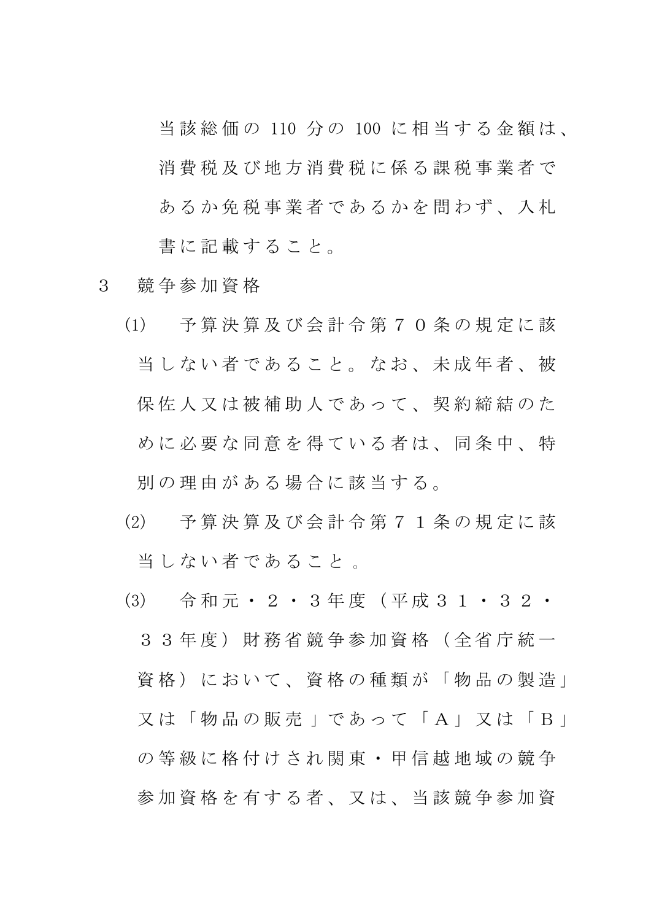当該総価の 110 分の 100 に相当する金額は、消費税及び地方消費税に係る課税事業者であるか免税事業者であるかを問わず、入札書に記載すること。

3　競争参加資格

(1)　予算決算及び会計令第７０条の規定に該当しない者であること。なお、未成年者、被保佐人又は被補助人であって、契約締結のために必要な同意を得ている者は、同条中、特別の理由がある場合に該当する。

(2)　予算決算及び会計令第７１条の規定に該当しない者であること 。

(3)　令和元・２・３年度（平成３１・３２・３３年度）財務省競争参加資格（全省庁統一資格）において、資格の種類が「物品の製造」又は「物品の販売 」であって「Ａ」又は「Ｂ」の等級に格付けされ関東・甲信越地域の競争参加資格を有する者、又は、当該競争参加資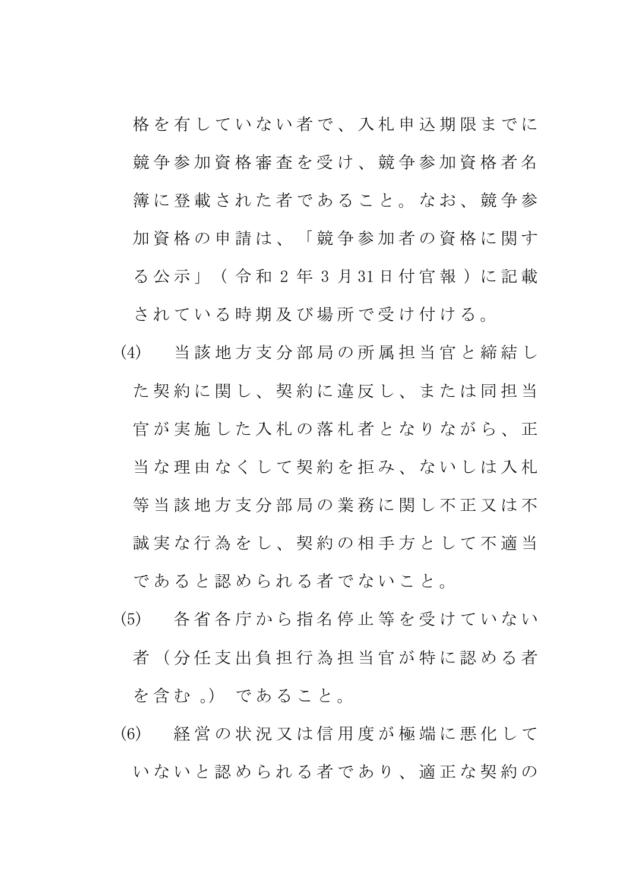格を有していない者で、入札申込期限までに競争参加資格審査を受け、競争参加資格者名簿に登載された者であること。なお、競争参加資格の申請は、「競争参加者の資格に関する公示」（令和２年３月31日付官報）に記載されている時期及び場所で受け付ける。

(4)　当該地方支分部局の所属担当官と締結した契約に関し、契約に違反し、または同担当官が実施した入札の落札者となりながら、正当な理由なくして契約を拒み、ないしは入札等当該地方支分部局の業務に関し不正又は不誠実な行為をし、契約の相手方として不適当であると認められる者でないこと。

(5)　各省各庁から指名停止等を受けていない者（分任支出負担行為担当官が特に認める者を含む。）であること。

(6)　経営の状況又は信用度が極端に悪化していないと認められる者であり、適正な契約の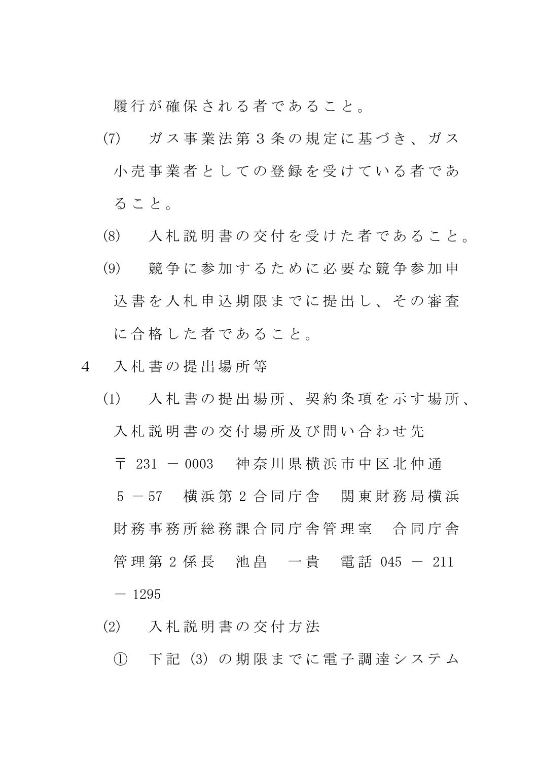履行が確保される者であること。

(7)　ガス事業法第３条の規定に基づき、ガス小売事業者としての登録を受けている者であること。

(8)　入札説明書の交付を受けた者であること。

(9)　競争に参加するために必要な競争参加申込書を入札申込期限までに提出し、その審査に合格した者であること。

4　入札書の提出場所等

(1)　入札書の提出場所、契約条項を示す場所、入札説明書の交付場所及び問い合わせ先

〒 231 － 0003　神奈川県横浜市中区北仲通 5 － 57　横浜第 2 合同庁舎　関東財務局横浜財務事務所総務課合同庁舎管理室　合同庁舎管理第 2 係長　池畠　一貴　電話 045 － 211 － 1295

(2)　入札説明書の交付方法

①　下記 (3) の期限までに電子調達システム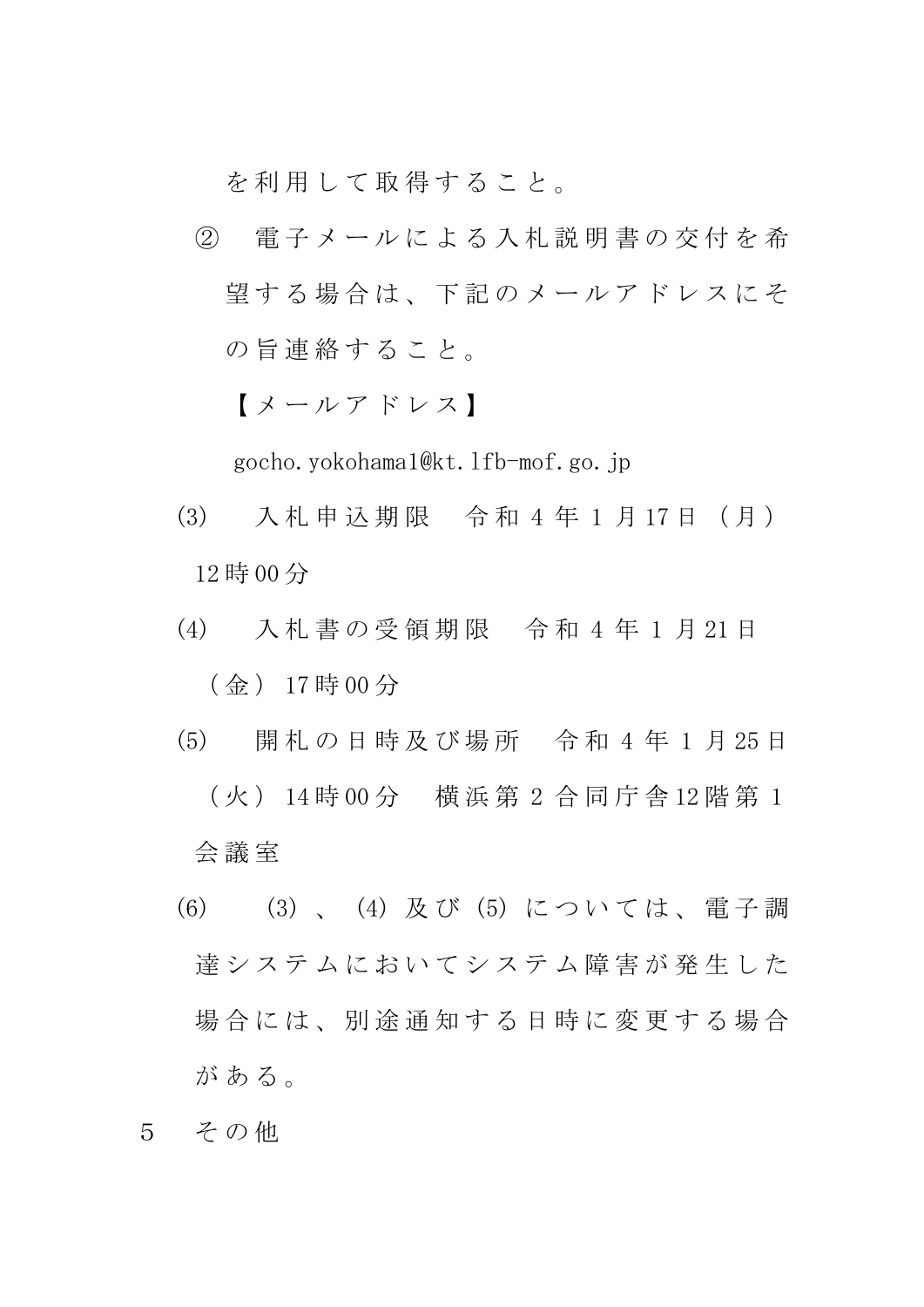を利用して取得すること。

② 電子メールによる入札説明書の交付を希望する場合は、下記のメールアドレスにその旨連絡すること。

【メールアドレス】

gocho.yokohama1@kt.lfb-mof.go.jp

(3) 入札申込期限 令和4年1月17日（月）12時00分

(4) 入札書の受領期限 令和4年1月21日（金）17時00分

(5) 開札の日時及び場所 令和4年1月25日（火）14時00分 横浜第2合同庁舎12階第1会議室

(6) (3)、(4)及び(5)については、電子調達システムにおいてシステム障害が発生した場合には、別途通知する日時に変更する場合がある。

5 その他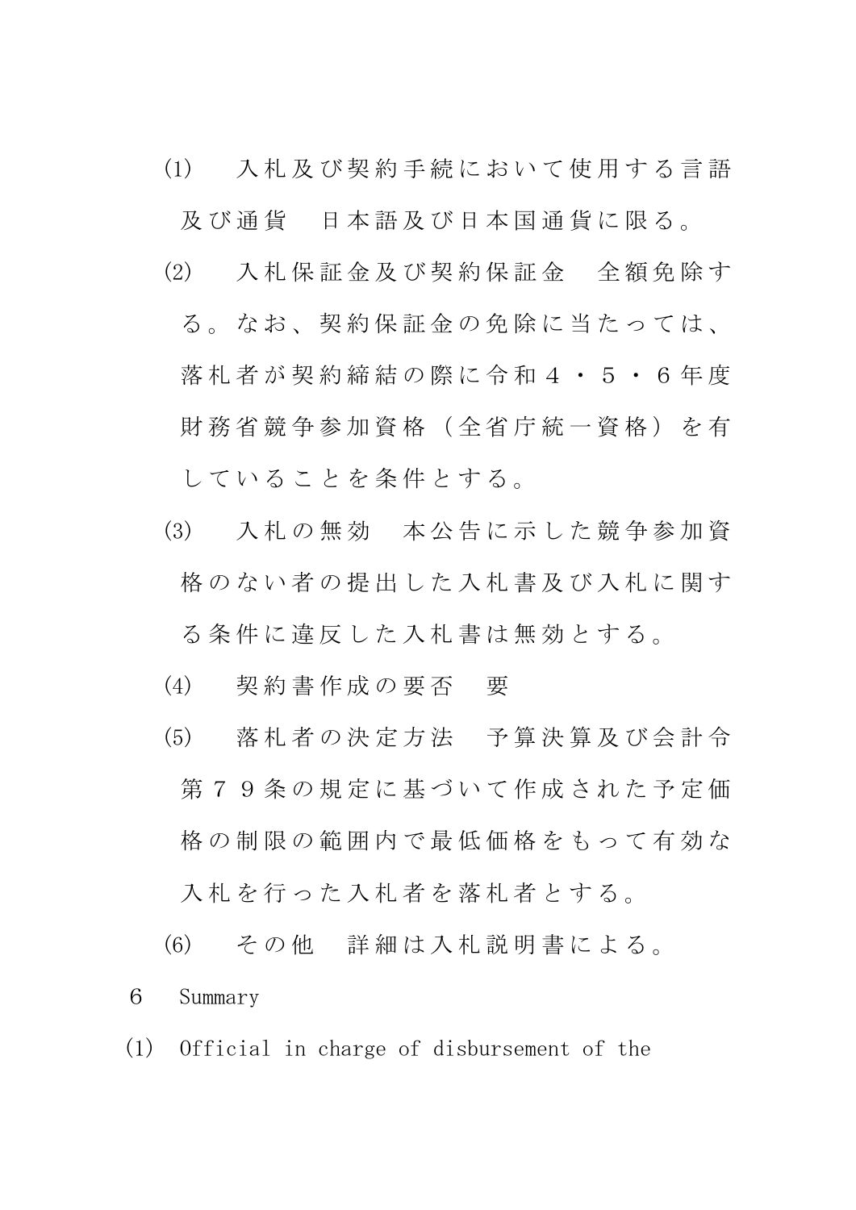(1)　入札及び契約手続において使用する言語及び通貨　日本語及び日本国通貨に限る。

(2)　入札保証金及び契約保証金　全額免除する。なお、契約保証金の免除に当たっては、落札者が契約締結の際に令和４・５・６年度財務省競争参加資格（全省庁統一資格）を有していることを条件とする。

(3)　入札の無効　本公告に示した競争参加資格のない者の提出した入札書及び入札に関する条件に違反した入札書は無効とする。

(4)　契約書作成の要否　要

(5)　落札者の決定方法　予算決算及び会計令第７９条の規定に基づいて作成された予定価格の制限の範囲内で最低価格をもって有効な入札を行った入札者を落札者とする。

(6)　その他　詳細は入札説明書による。

６　Summary

(1)　Official in charge of disbursement of the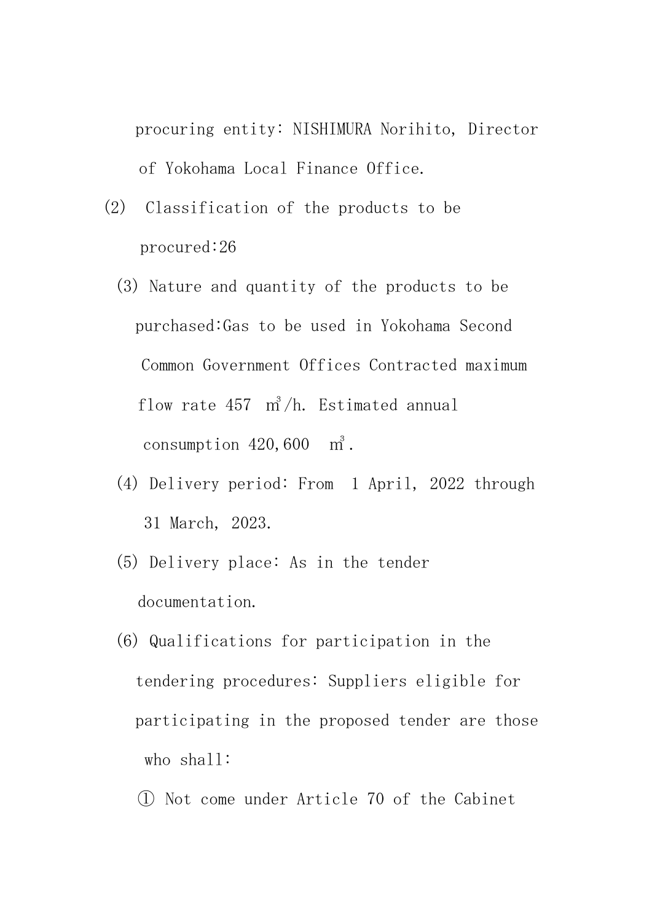procuring entity: NISHIMURA Norihito, Director of Yokohama Local Finance Office.

(2) Classification of the products to be procured:26

(3) Nature and quantity of the products to be purchased:Gas to be used in Yokohama Second Common Government Offices Contracted maximum flow rate 457 $m^3$/h. Estimated annual consumption 420,600 $m^3$.

(4) Delivery period: From 1 April, 2022 through 31 March, 2023.

(5) Delivery place: As in the tender documentation.

(6) Qualifications for participation in the tendering procedures: Suppliers eligible for participating in the proposed tender are those who shall:

① Not come under Article 70 of the Cabinet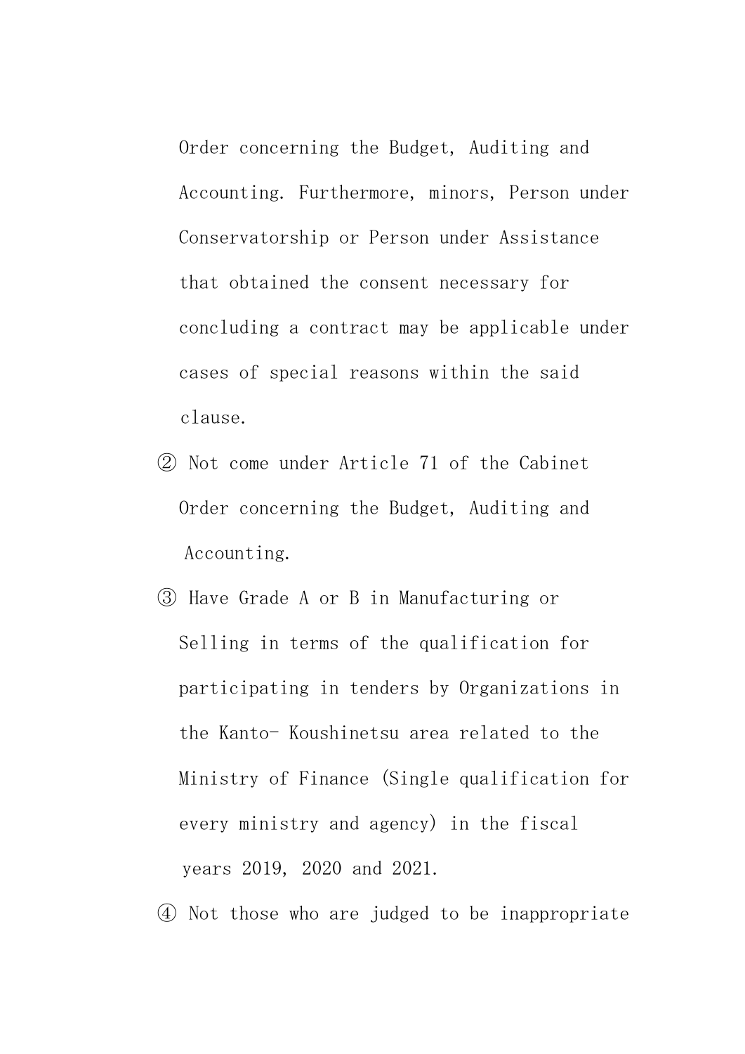Order concerning the Budget, Auditing and Accounting. Furthermore, minors, Person under Conservatorship or Person under Assistance that obtained the consent necessary for concluding a contract may be applicable under cases of special reasons within the said clause.

② Not come under Article 71 of the Cabinet Order concerning the Budget, Auditing and Accounting.

③ Have Grade A or B in Manufacturing or Selling in terms of the qualification for participating in tenders by Organizations in the Kanto- Koushinetsu area related to the Ministry of Finance (Single qualification for every ministry and agency) in the fiscal years 2019, 2020 and 2021.

④ Not those who are judged to be inappropriate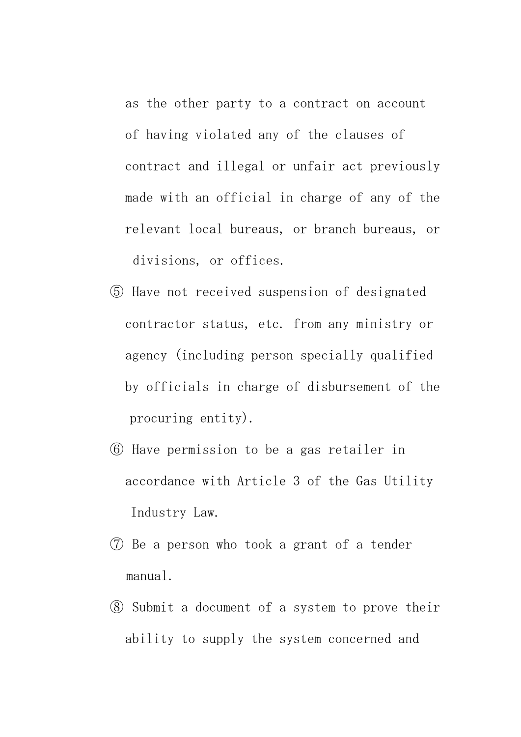as the other party to a contract on account of having violated any of the clauses of contract and illegal or unfair act previously made with an official in charge of any of the relevant local bureaus, or branch bureaus, or divisions, or offices.

⑤ Have not received suspension of designated contractor status, etc. from any ministry or agency (including person specially qualified by officials in charge of disbursement of the procuring entity).

⑥ Have permission to be a gas retailer in accordance with Article 3 of the Gas Utility Industry Law.

⑦ Be a person who took a grant of a tender manual.

⑧ Submit a document of a system to prove their ability to supply the system concerned and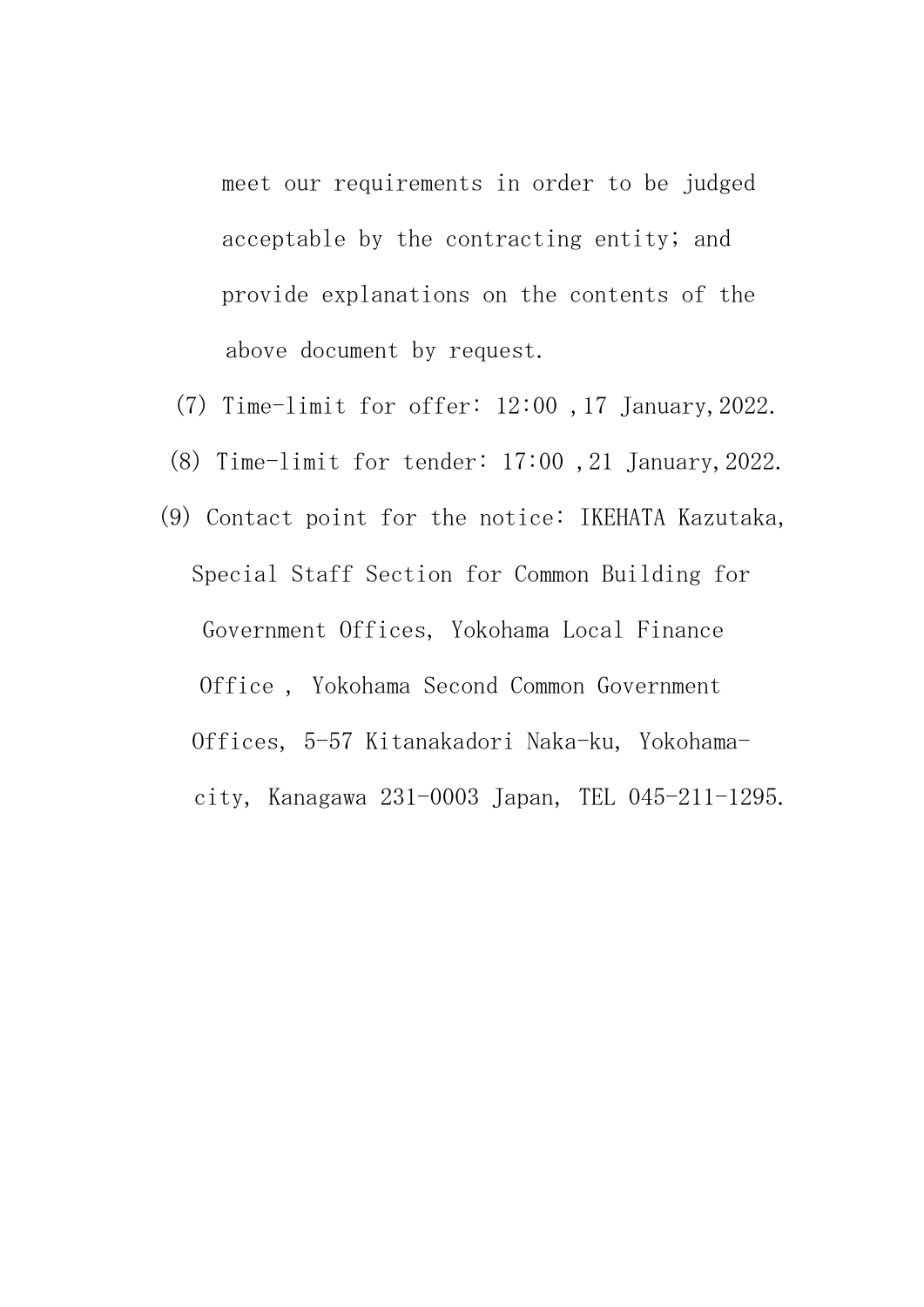meet our requirements in order to be judged acceptable by the contracting entity; and provide explanations on the contents of the above document by request.

(7) Time-limit for offer: 12:00 ,17 January,2022.

(8) Time-limit for tender: 17:00 ,21 January,2022.

(9) Contact point for the notice: IKEHATA Kazutaka, Special Staff Section for Common Building for Government Offices, Yokohama Local Finance Office , Yokohama Second Common Government Offices, 5-57 Kitanakadori Naka-ku, Yokohama-city, Kanagawa 231-0003 Japan, TEL 045-211-1295.